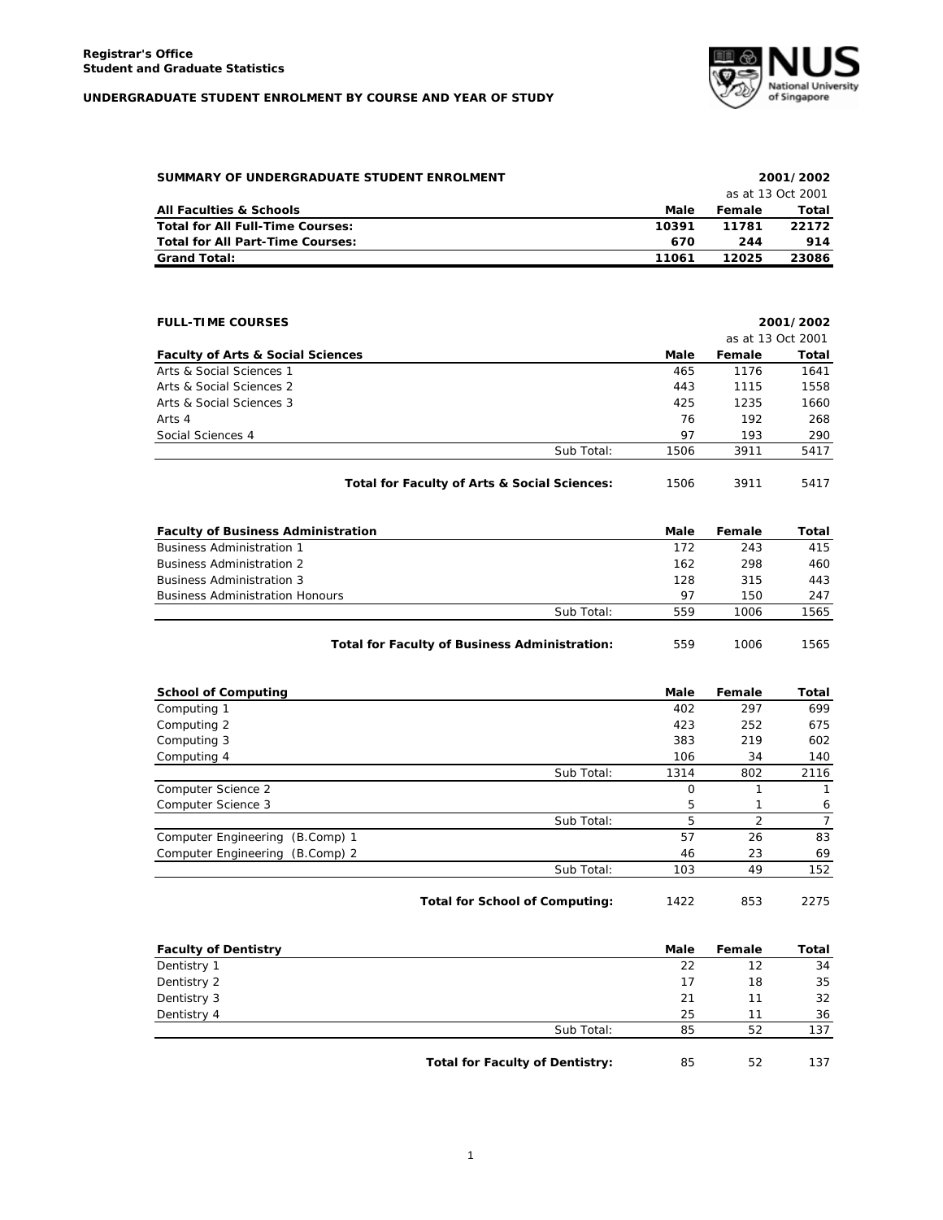**Registrar's Office**
**Student and Graduate Statistics**

**UNDERGRADUATE STUDENT ENROLMENT BY COURSE AND YEAR OF STUDY**

## SUMMARY OF UNDERGRADUATE STUDENT ENROLMENT

2001/2002 — as at 13 Oct 2001

| All Faculties & Schools | Male | Female | Total |
|---|---|---|---|
| **Total for All Full-Time Courses:** | **10391** | **11781** | **22172** |
| **Total for All Part-Time Courses:** | **670** | **244** | **914** |
| **Grand Total:** | **11061** | **12025** | **23086** |

## FULL-TIME COURSES

2001/2002 — as at 13 Oct 2001

| Faculty of Arts & Social Sciences | Male | Female | Total |
|---|---|---|---|
| Arts & Social Sciences 1 | 465 | 1176 | 1641 |
| Arts & Social Sciences 2 | 443 | 1115 | 1558 |
| Arts & Social Sciences 3 | 425 | 1235 | 1660 |
| Arts 4 | 76 | 192 | 268 |
| Social Sciences 4 | 97 | 193 | 290 |
| Sub Total: | 1506 | 3911 | 5417 |
| **Total for Faculty of Arts & Social Sciences:** | 1506 | 3911 | 5417 |

| Faculty of Business Administration | Male | Female | Total |
|---|---|---|---|
| Business Administration 1 | 172 | 243 | 415 |
| Business Administration 2 | 162 | 298 | 460 |
| Business Administration 3 | 128 | 315 | 443 |
| Business Administration Honours | 97 | 150 | 247 |
| Sub Total: | 559 | 1006 | 1565 |
| **Total for Faculty of Business Administration:** | 559 | 1006 | 1565 |

| School of Computing | Male | Female | Total |
|---|---|---|---|
| Computing 1 | 402 | 297 | 699 |
| Computing 2 | 423 | 252 | 675 |
| Computing 3 | 383 | 219 | 602 |
| Computing 4 | 106 | 34 | 140 |
| Sub Total: | 1314 | 802 | 2116 |
| Computer Science 2 | 0 | 1 | 1 |
| Computer Science 3 | 5 | 1 | 6 |
| Sub Total: | 5 | 2 | 7 |
| Computer Engineering (B.Comp) 1 | 57 | 26 | 83 |
| Computer Engineering (B.Comp) 2 | 46 | 23 | 69 |
| Sub Total: | 103 | 49 | 152 |
| **Total for School of Computing:** | 1422 | 853 | 2275 |

| Faculty of Dentistry | Male | Female | Total |
|---|---|---|---|
| Dentistry 1 | 22 | 12 | 34 |
| Dentistry 2 | 17 | 18 | 35 |
| Dentistry 3 | 21 | 11 | 32 |
| Dentistry 4 | 25 | 11 | 36 |
| Sub Total: | 85 | 52 | 137 |
| **Total for Faculty of Dentistry:** | 85 | 52 | 137 |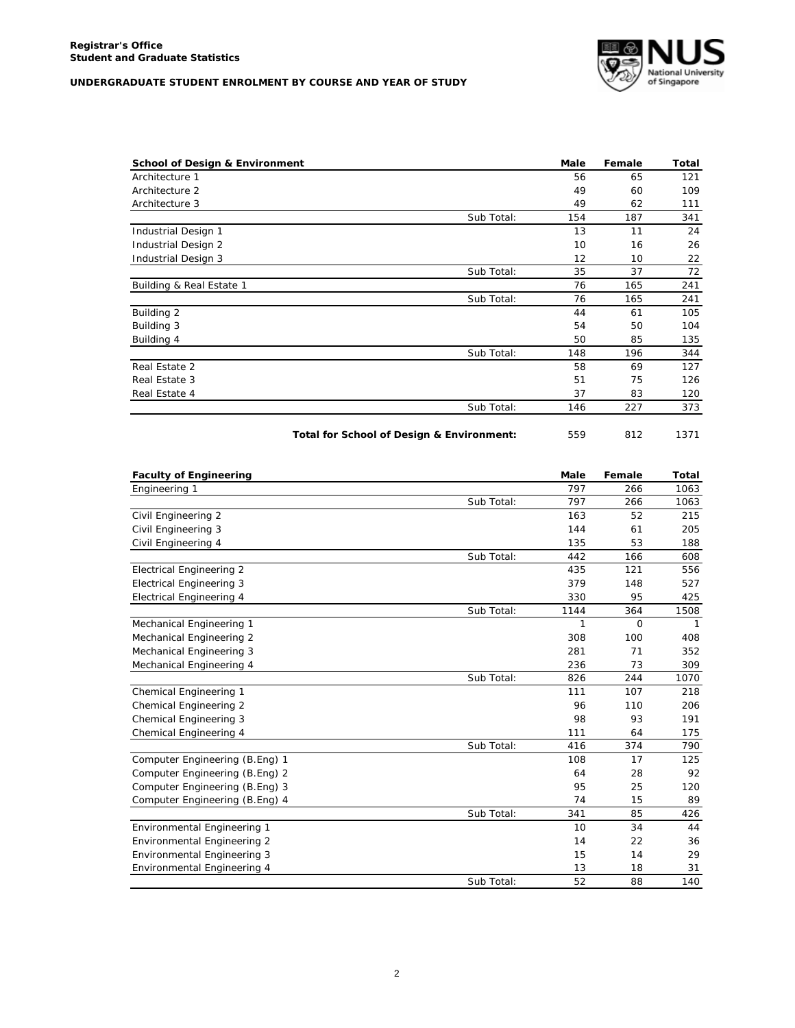**Registrar's Office**
**Student and Graduate Statistics**

**UNDERGRADUATE STUDENT ENROLMENT BY COURSE AND YEAR OF STUDY**

| School of Design & Environment | | Male | Female | Total |
|---|---|---|---|---|
| Architecture 1 | | 56 | 65 | 121 |
| Architecture 2 | | 49 | 60 | 109 |
| Architecture 3 | | 49 | 62 | 111 |
| | Sub Total: | 154 | 187 | 341 |
| Industrial Design 1 | | 13 | 11 | 24 |
| Industrial Design 2 | | 10 | 16 | 26 |
| Industrial Design 3 | | 12 | 10 | 22 |
| | Sub Total: | 35 | 37 | 72 |
| Building & Real Estate 1 | | 76 | 165 | 241 |
| | Sub Total: | 76 | 165 | 241 |
| Building 2 | | 44 | 61 | 105 |
| Building 3 | | 54 | 50 | 104 |
| Building 4 | | 50 | 85 | 135 |
| | Sub Total: | 148 | 196 | 344 |
| Real Estate 2 | | 58 | 69 | 127 |
| Real Estate 3 | | 51 | 75 | 126 |
| Real Estate 4 | | 37 | 83 | 120 |
| | Sub Total: | 146 | 227 | 373 |
| | **Total for School of Design & Environment:** | 559 | 812 | 1371 |

| Faculty of Engineering | | Male | Female | Total |
|---|---|---|---|---|
| Engineering 1 | | 797 | 266 | 1063 |
| | Sub Total: | 797 | 266 | 1063 |
| Civil Engineering 2 | | 163 | 52 | 215 |
| Civil Engineering 3 | | 144 | 61 | 205 |
| Civil Engineering 4 | | 135 | 53 | 188 |
| | Sub Total: | 442 | 166 | 608 |
| Electrical Engineering 2 | | 435 | 121 | 556 |
| Electrical Engineering 3 | | 379 | 148 | 527 |
| Electrical Engineering 4 | | 330 | 95 | 425 |
| | Sub Total: | 1144 | 364 | 1508 |
| Mechanical Engineering 1 | | 1 | 0 | 1 |
| Mechanical Engineering 2 | | 308 | 100 | 408 |
| Mechanical Engineering 3 | | 281 | 71 | 352 |
| Mechanical Engineering 4 | | 236 | 73 | 309 |
| | Sub Total: | 826 | 244 | 1070 |
| Chemical Engineering 1 | | 111 | 107 | 218 |
| Chemical Engineering 2 | | 96 | 110 | 206 |
| Chemical Engineering 3 | | 98 | 93 | 191 |
| Chemical Engineering 4 | | 111 | 64 | 175 |
| | Sub Total: | 416 | 374 | 790 |
| Computer Engineering (B.Eng) 1 | | 108 | 17 | 125 |
| Computer Engineering (B.Eng) 2 | | 64 | 28 | 92 |
| Computer Engineering (B.Eng) 3 | | 95 | 25 | 120 |
| Computer Engineering (B.Eng) 4 | | 74 | 15 | 89 |
| | Sub Total: | 341 | 85 | 426 |
| Environmental Engineering 1 | | 10 | 34 | 44 |
| Environmental Engineering 2 | | 14 | 22 | 36 |
| Environmental Engineering 3 | | 15 | 14 | 29 |
| Environmental Engineering 4 | | 13 | 18 | 31 |
| | Sub Total: | 52 | 88 | 140 |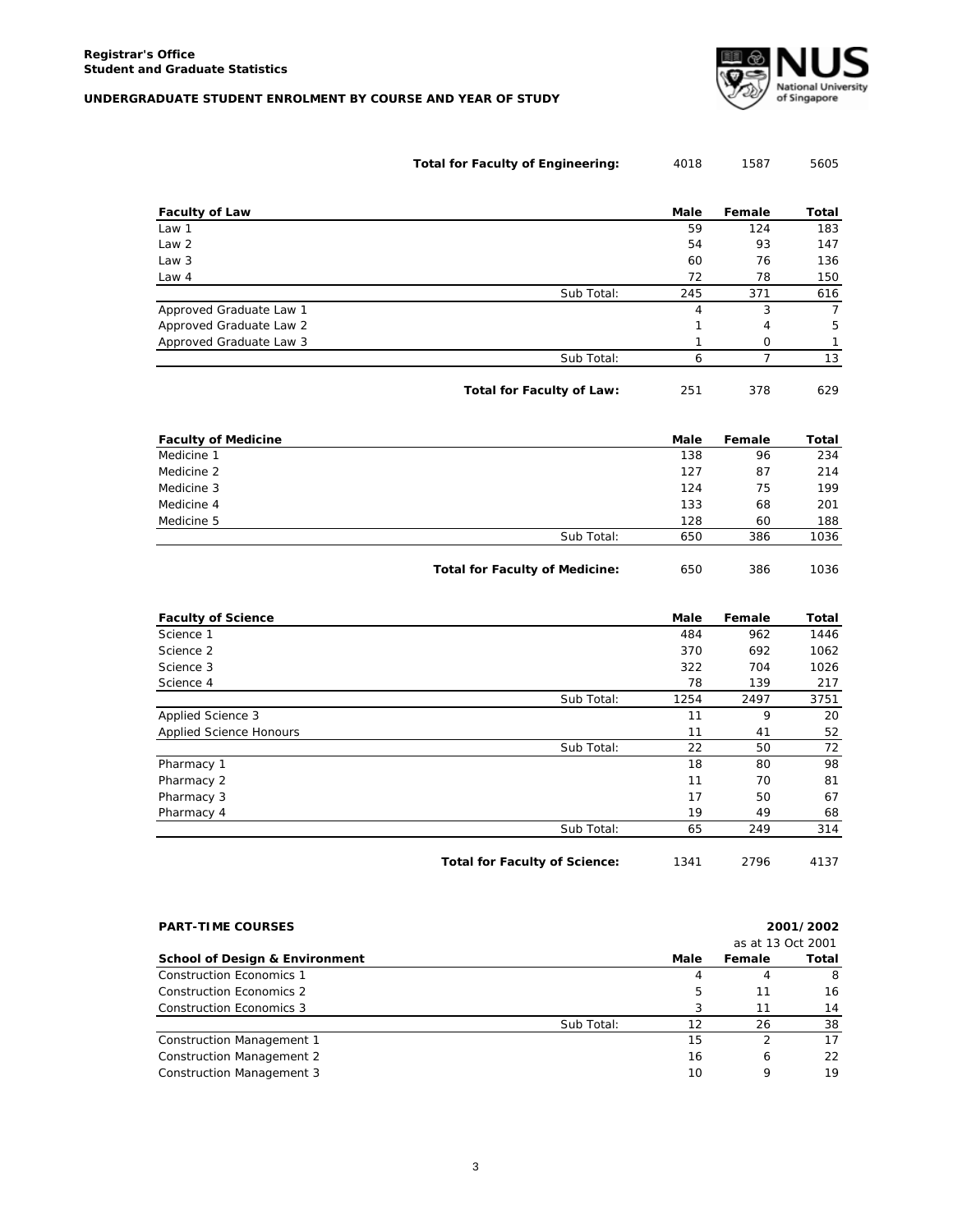| | | | |
|---|---|---|---|
| **Total for Faculty of Engineering:** | 4018 | 1587 | 5605 |

| **Faculty of Law** | **Male** | **Female** | **Total** |
|---|---|---|---|
| Law 1 | 59 | 124 | 183 |
| Law 2 | 54 | 93 | 147 |
| Law 3 | 60 | 76 | 136 |
| Law 4 | 72 | 78 | 150 |
| Sub Total: | 245 | 371 | 616 |
| Approved Graduate Law 1 | 4 | 3 | 7 |
| Approved Graduate Law 2 | 1 | 4 | 5 |
| Approved Graduate Law 3 | 1 | 0 | 1 |
| Sub Total: | 6 | 7 | 13 |
| **Total for Faculty of Law:** | 251 | 378 | 629 |

| **Faculty of Medicine** | **Male** | **Female** | **Total** |
|---|---|---|---|
| Medicine 1 | 138 | 96 | 234 |
| Medicine 2 | 127 | 87 | 214 |
| Medicine 3 | 124 | 75 | 199 |
| Medicine 4 | 133 | 68 | 201 |
| Medicine 5 | 128 | 60 | 188 |
| Sub Total: | 650 | 386 | 1036 |
| **Total for Faculty of Medicine:** | 650 | 386 | 1036 |

| **Faculty of Science** | **Male** | **Female** | **Total** |
|---|---|---|---|
| Science 1 | 484 | 962 | 1446 |
| Science 2 | 370 | 692 | 1062 |
| Science 3 | 322 | 704 | 1026 |
| Science 4 | 78 | 139 | 217 |
| Sub Total: | 1254 | 2497 | 3751 |
| Applied Science 3 | 11 | 9 | 20 |
| Applied Science Honours | 11 | 41 | 52 |
| Sub Total: | 22 | 50 | 72 |
| Pharmacy 1 | 18 | 80 | 98 |
| Pharmacy 2 | 11 | 70 | 81 |
| Pharmacy 3 | 17 | 50 | 67 |
| Pharmacy 4 | 19 | 49 | 68 |
| Sub Total: | 65 | 249 | 314 |
| **Total for Faculty of Science:** | 1341 | 2796 | 4137 |

**PART-TIME COURSES** — **2001/2002** (as at 13 Oct 2001)

| **School of Design & Environment** | **Male** | **Female** | **Total** |
|---|---|---|---|
| Construction Economics 1 | 4 | 4 | 8 |
| Construction Economics 2 | 5 | 11 | 16 |
| Construction Economics 3 | 3 | 11 | 14 |
| Sub Total: | 12 | 26 | 38 |
| Construction Management 1 | 15 | 2 | 17 |
| Construction Management 2 | 16 | 6 | 22 |
| Construction Management 3 | 10 | 9 | 19 |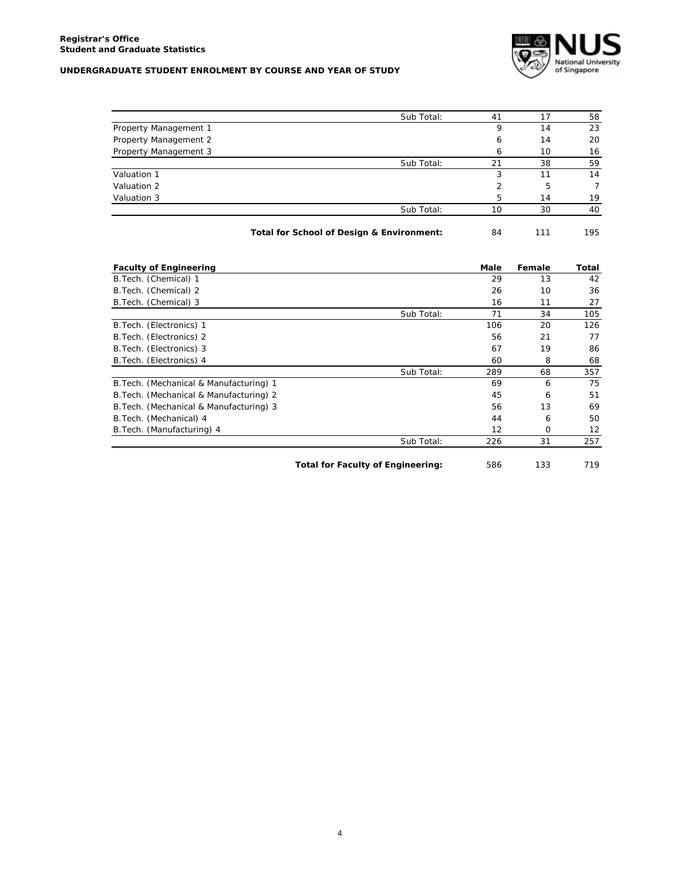**Registrar's Office**
**Student and Graduate Statistics**

**UNDERGRADUATE STUDENT ENROLMENT BY COURSE AND YEAR OF STUDY**

| | | | | |
|---|---|---|---|---|
| | Sub Total: | 41 | 17 | 58 |
| Property Management 1 | | 9 | 14 | 23 |
| Property Management 2 | | 6 | 14 | 20 |
| Property Management 3 | | 6 | 10 | 16 |
| | Sub Total: | 21 | 38 | 59 |
| Valuation 1 | | 3 | 11 | 14 |
| Valuation 2 | | 2 | 5 | 7 |
| Valuation 3 | | 5 | 14 | 19 |
| | Sub Total: | 10 | 30 | 40 |
| | **Total for School of Design & Environment:** | 84 | 111 | 195 |

| **Faculty of Engineering** | | **Male** | **Female** | **Total** |
|---|---|---|---|---|
| B.Tech. (Chemical) 1 | | 29 | 13 | 42 |
| B.Tech. (Chemical) 2 | | 26 | 10 | 36 |
| B.Tech. (Chemical) 3 | | 16 | 11 | 27 |
| | Sub Total: | 71 | 34 | 105 |
| B.Tech. (Electronics) 1 | | 106 | 20 | 126 |
| B.Tech. (Electronics) 2 | | 56 | 21 | 77 |
| B.Tech. (Electronics) 3 | | 67 | 19 | 86 |
| B.Tech. (Electronics) 4 | | 60 | 8 | 68 |
| | Sub Total: | 289 | 68 | 357 |
| B.Tech. (Mechanical & Manufacturing) 1 | | 69 | 6 | 75 |
| B.Tech. (Mechanical & Manufacturing) 2 | | 45 | 6 | 51 |
| B.Tech. (Mechanical & Manufacturing) 3 | | 56 | 13 | 69 |
| B.Tech. (Mechanical) 4 | | 44 | 6 | 50 |
| B.Tech. (Manufacturing) 4 | | 12 | 0 | 12 |
| | Sub Total: | 226 | 31 | 257 |
| | **Total for Faculty of Engineering:** | 586 | 133 | 719 |